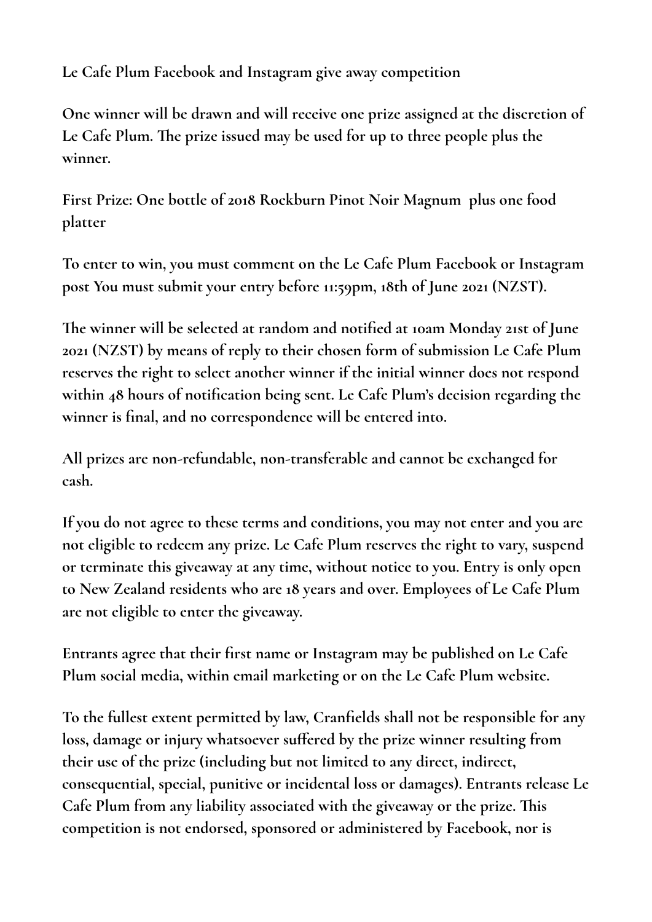**Le Cafe Plum Facebook and Instagram give away competition**

**One winner will be drawn and will receive one prize assigned at the discretion of Le Cafe Plum. The prize issued may be used for up to three people plus the winner.**

**First Prize: One bottle of 2018 Rockburn Pinot Noir Magnum plus one food platter**

**To enter to win, you must comment on the Le Cafe Plum Facebook or Instagram post You must submit your entry before 11:59pm, 18th of June 2021 (NZST).**

**The winner will be selected at random and notified at 10am Monday 21st of June 2021 (NZST) by means of reply to their chosen form of submission Le Cafe Plum reserves the right to select another winner if the initial winner does not respond within 48 hours of notification being sent. Le Cafe Plum's decision regarding the winner is final, and no correspondence will be entered into.**

**All prizes are non-refundable, non-transferable and cannot be exchanged for cash.**

**If you do not agree to these terms and conditions, you may not enter and you are not eligible to redeem any prize. Le Cafe Plum reserves the right to vary, suspend or terminate this giveaway at any time, without notice to you. Entry is only open to New Zealand residents who are 18 years and over. Employees of Le Cafe Plum are not eligible to enter the giveaway.**

**Entrants agree that their first name or Instagram may be published on Le Cafe Plum social media, within email marketing or on the Le Cafe Plum website.**

**To the fullest extent permitted by law, Cranfields shall not be responsible for any loss, damage or injury whatsoever suffered by the prize winner resulting from their use of the prize (including but not limited to any direct, indirect, consequential, special, punitive or incidental loss or damages). Entrants release Le Cafe Plum from any liability associated with the giveaway or the prize. This competition is not endorsed, sponsored or administered by Facebook, nor is**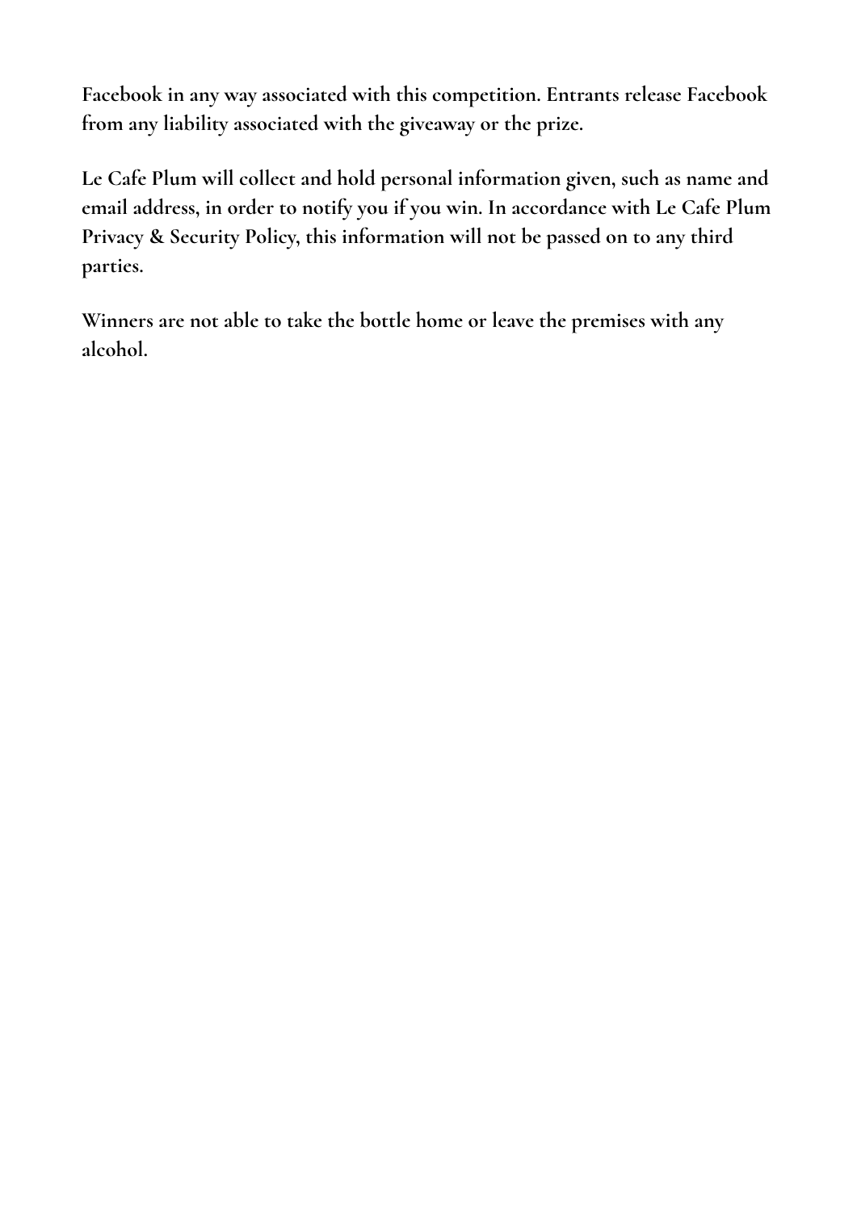**Facebook in any way associated with this competition. Entrants release Facebook from any liability associated with the giveaway or the prize.**

**Le Cafe Plum will collect and hold personal information given, such as name and email address, in order to notify you if you win. In accordance with Le Cafe Plum Privacy & Security Policy, this information will not be passed on to any third parties.**

**Winners are not able to take the bottle home or leave the premises with any alcohol.**